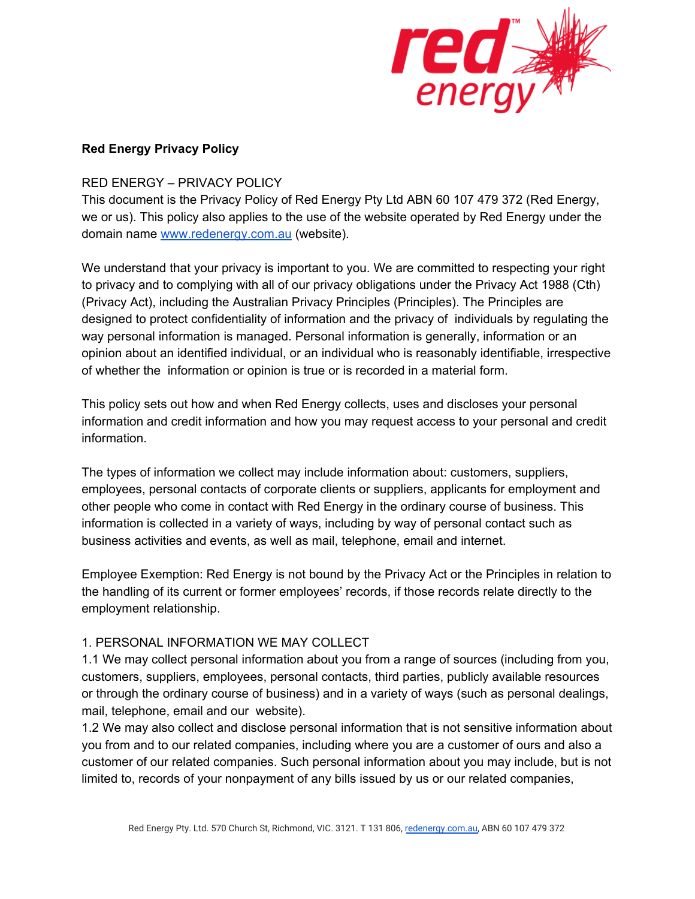**Red Energy Privacy Policy**

RED ENERGY – PRIVACY POLICY

This document is the Privacy Policy of Red Energy Pty Ltd ABN 60 107 479 372 (Red Energy, we or us). This policy also applies to the use of the website operated by Red Energy under the domain name [www.redenergy.com.au](www.redenergy.com.au) (website).

We understand that your privacy is important to you. We are committed to respecting your right to privacy and to complying with all of our privacy obligations under the Privacy Act 1988 (Cth) (Privacy Act), including the Australian Privacy Principles (Principles). The Principles are designed to protect confidentiality of information and the privacy of individuals by regulating the way personal information is managed. Personal information is generally, information or an opinion about an identified individual, or an individual who is reasonably identifiable, irrespective of whether the information or opinion is true or is recorded in a material form.

This policy sets out how and when Red Energy collects, uses and discloses your personal information and credit information and how you may request access to your personal and credit information.

The types of information we collect may include information about: customers, suppliers, employees, personal contacts of corporate clients or suppliers, applicants for employment and other people who come in contact with Red Energy in the ordinary course of business. This information is collected in a variety of ways, including by way of personal contact such as business activities and events, as well as mail, telephone, email and internet.

Employee Exemption: Red Energy is not bound by the Privacy Act or the Principles in relation to the handling of its current or former employees' records, if those records relate directly to the employment relationship.

1. PERSONAL INFORMATION WE MAY COLLECT

1.1 We may collect personal information about you from a range of sources (including from you, customers, suppliers, employees, personal contacts, third parties, publicly available resources or through the ordinary course of business) and in a variety of ways (such as personal dealings, mail, telephone, email and our website).

1.2 We may also collect and disclose personal information that is not sensitive information about you from and to our related companies, including where you are a customer of ours and also a customer of our related companies. Such personal information about you may include, but is not limited to, records of your nonpayment of any bills issued by us or our related companies,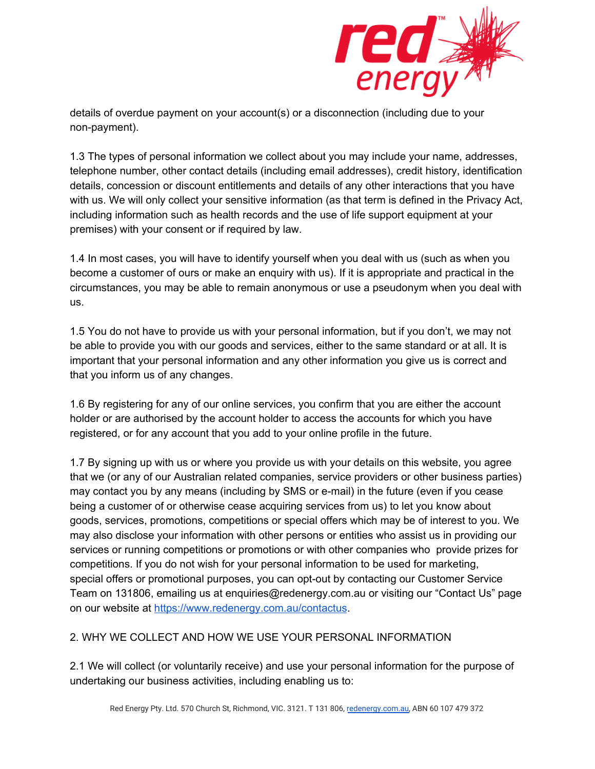details of overdue payment on your account(s) or a disconnection (including due to your non-payment).

1.3 The types of personal information we collect about you may include your name, addresses, telephone number, other contact details (including email addresses), credit history, identification details, concession or discount entitlements and details of any other interactions that you have with us. We will only collect your sensitive information (as that term is defined in the Privacy Act, including information such as health records and the use of life support equipment at your premises) with your consent or if required by law.

1.4 In most cases, you will have to identify yourself when you deal with us (such as when you become a customer of ours or make an enquiry with us). If it is appropriate and practical in the circumstances, you may be able to remain anonymous or use a pseudonym when you deal with us.

1.5 You do not have to provide us with your personal information, but if you don't, we may not be able to provide you with our goods and services, either to the same standard or at all. It is important that your personal information and any other information you give us is correct and that you inform us of any changes.

1.6 By registering for any of our online services, you confirm that you are either the account holder or are authorised by the account holder to access the accounts for which you have registered, or for any account that you add to your online profile in the future.

1.7 By signing up with us or where you provide us with your details on this website, you agree that we (or any of our Australian related companies, service providers or other business parties) may contact you by any means (including by SMS or e-mail) in the future (even if you cease being a customer of or otherwise cease acquiring services from us) to let you know about goods, services, promotions, competitions or special offers which may be of interest to you. We may also disclose your information with other persons or entities who assist us in providing our services or running competitions or promotions or with other companies who provide prizes for competitions. If you do not wish for your personal information to be used for marketing, special offers or promotional purposes, you can opt-out by contacting our Customer Service Team on 131806, emailing us at enquiries@redenergy.com.au or visiting our "Contact Us" page on our website at https://www.redenergy.com.au/contactus.

## 2. WHY WE COLLECT AND HOW WE USE YOUR PERSONAL INFORMATION

2.1 We will collect (or voluntarily receive) and use your personal information for the purpose of undertaking our business activities, including enabling us to: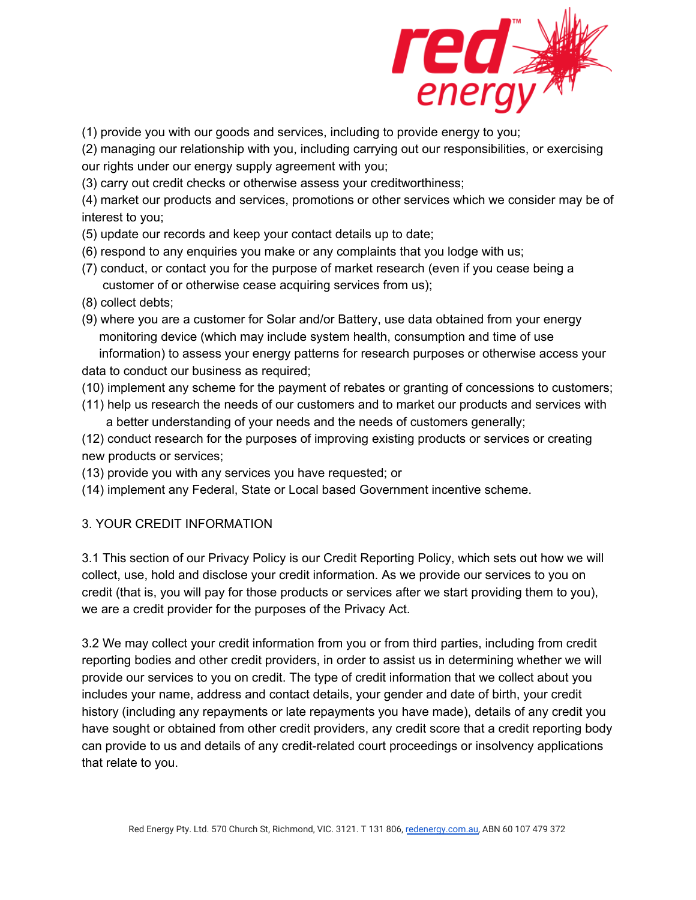(1) provide you with our goods and services, including to provide energy to you;
(2) managing our relationship with you, including carrying out our responsibilities, or exercising our rights under our energy supply agreement with you;
(3) carry out credit checks or otherwise assess your creditworthiness;
(4) market our products and services, promotions or other services which we consider may be of interest to you;
(5) update our records and keep your contact details up to date;
(6) respond to any enquiries you make or any complaints that you lodge with us;
(7) conduct, or contact you for the purpose of market research (even if you cease being a customer of or otherwise cease acquiring services from us);
(8) collect debts;
(9) where you are a customer for Solar and/or Battery, use data obtained from your energy monitoring device (which may include system health, consumption and time of use information) to assess your energy patterns for research purposes or otherwise access your data to conduct our business as required;
(10) implement any scheme for the payment of rebates or granting of concessions to customers;
(11) help us research the needs of our customers and to market our products and services with a better understanding of your needs and the needs of customers generally;
(12) conduct research for the purposes of improving existing products or services or creating new products or services;
(13) provide you with any services you have requested; or
(14) implement any Federal, State or Local based Government incentive scheme.

## 3. YOUR CREDIT INFORMATION

3.1 This section of our Privacy Policy is our Credit Reporting Policy, which sets out how we will collect, use, hold and disclose your credit information. As we provide our services to you on credit (that is, you will pay for those products or services after we start providing them to you), we are a credit provider for the purposes of the Privacy Act.

3.2 We may collect your credit information from you or from third parties, including from credit reporting bodies and other credit providers, in order to assist us in determining whether we will provide our services to you on credit. The type of credit information that we collect about you includes your name, address and contact details, your gender and date of birth, your credit history (including any repayments or late repayments you have made), details of any credit you have sought or obtained from other credit providers, any credit score that a credit reporting body can provide to us and details of any credit-related court proceedings or insolvency applications that relate to you.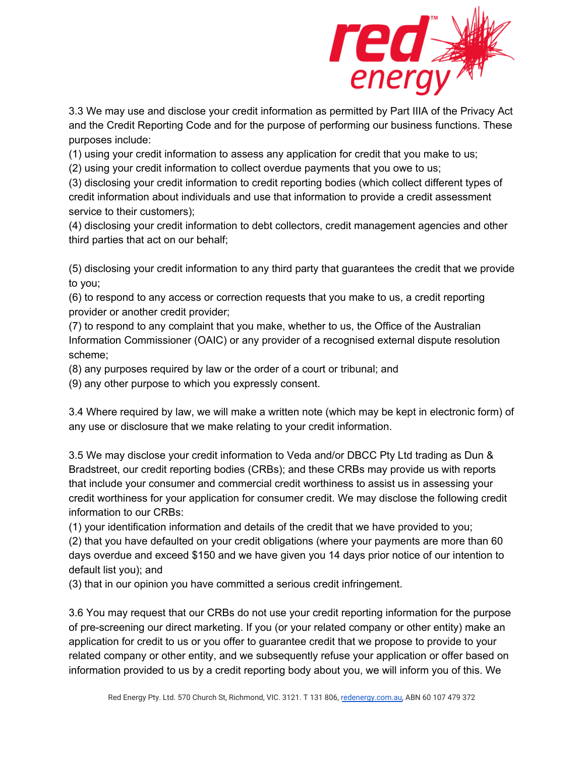3.3 We may use and disclose your credit information as permitted by Part IIIA of the Privacy Act and the Credit Reporting Code and for the purpose of performing our business functions. These purposes include:

(1) using your credit information to assess any application for credit that you make to us;
(2) using your credit information to collect overdue payments that you owe to us;
(3) disclosing your credit information to credit reporting bodies (which collect different types of credit information about individuals and use that information to provide a credit assessment service to their customers);
(4) disclosing your credit information to debt collectors, credit management agencies and other third parties that act on our behalf;

(5) disclosing your credit information to any third party that guarantees the credit that we provide to you;
(6) to respond to any access or correction requests that you make to us, a credit reporting provider or another credit provider;
(7) to respond to any complaint that you make, whether to us, the Office of the Australian Information Commissioner (OAIC) or any provider of a recognised external dispute resolution scheme;
(8) any purposes required by law or the order of a court or tribunal; and
(9) any other purpose to which you expressly consent.

3.4 Where required by law, we will make a written note (which may be kept in electronic form) of any use or disclosure that we make relating to your credit information.

3.5 We may disclose your credit information to Veda and/or DBCC Pty Ltd trading as Dun & Bradstreet, our credit reporting bodies (CRBs); and these CRBs may provide us with reports that include your consumer and commercial credit worthiness to assist us in assessing your credit worthiness for your application for consumer credit. We may disclose the following credit information to our CRBs:

(1) your identification information and details of the credit that we have provided to you;
(2) that you have defaulted on your credit obligations (where your payments are more than 60 days overdue and exceed $150 and we have given you 14 days prior notice of our intention to default list you); and
(3) that in our opinion you have committed a serious credit infringement.

3.6 You may request that our CRBs do not use your credit reporting information for the purpose of pre-screening our direct marketing. If you (or your related company or other entity) make an application for credit to us or you offer to guarantee credit that we propose to provide to your related company or other entity, and we subsequently refuse your application or offer based on information provided to us by a credit reporting body about you, we will inform you of this. We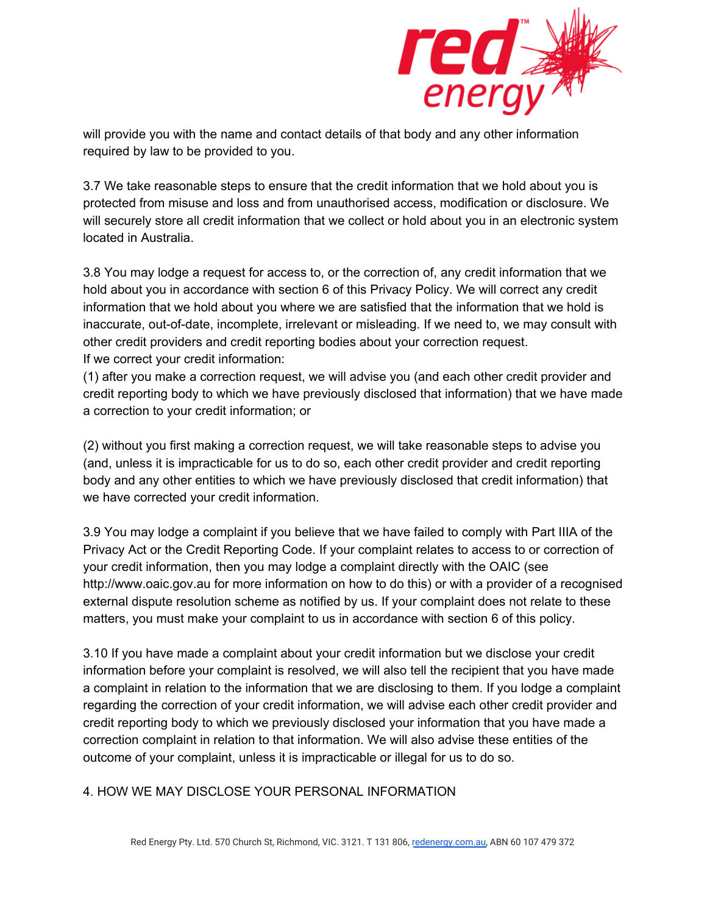will provide you with the name and contact details of that body and any other information required by law to be provided to you.

3.7 We take reasonable steps to ensure that the credit information that we hold about you is protected from misuse and loss and from unauthorised access, modification or disclosure. We will securely store all credit information that we collect or hold about you in an electronic system located in Australia.

3.8 You may lodge a request for access to, or the correction of, any credit information that we hold about you in accordance with section 6 of this Privacy Policy. We will correct any credit information that we hold about you where we are satisfied that the information that we hold is inaccurate, out-of-date, incomplete, irrelevant or misleading. If we need to, we may consult with other credit providers and credit reporting bodies about your correction request.
If we correct your credit information:
(1) after you make a correction request, we will advise you (and each other credit provider and credit reporting body to which we have previously disclosed that information) that we have made a correction to your credit information; or

(2) without you first making a correction request, we will take reasonable steps to advise you (and, unless it is impracticable for us to do so, each other credit provider and credit reporting body and any other entities to which we have previously disclosed that credit information) that we have corrected your credit information.

3.9 You may lodge a complaint if you believe that we have failed to comply with Part IIIA of the Privacy Act or the Credit Reporting Code. If your complaint relates to access to or correction of your credit information, then you may lodge a complaint directly with the OAIC (see http://www.oaic.gov.au for more information on how to do this) or with a provider of a recognised external dispute resolution scheme as notified by us. If your complaint does not relate to these matters, you must make your complaint to us in accordance with section 6 of this policy.

3.10 If you have made a complaint about your credit information but we disclose your credit information before your complaint is resolved, we will also tell the recipient that you have made a complaint in relation to the information that we are disclosing to them. If you lodge a complaint regarding the correction of your credit information, we will advise each other credit provider and credit reporting body to which we previously disclosed your information that you have made a correction complaint in relation to that information. We will also advise these entities of the outcome of your complaint, unless it is impracticable or illegal for us to do so.

## 4. HOW WE MAY DISCLOSE YOUR PERSONAL INFORMATION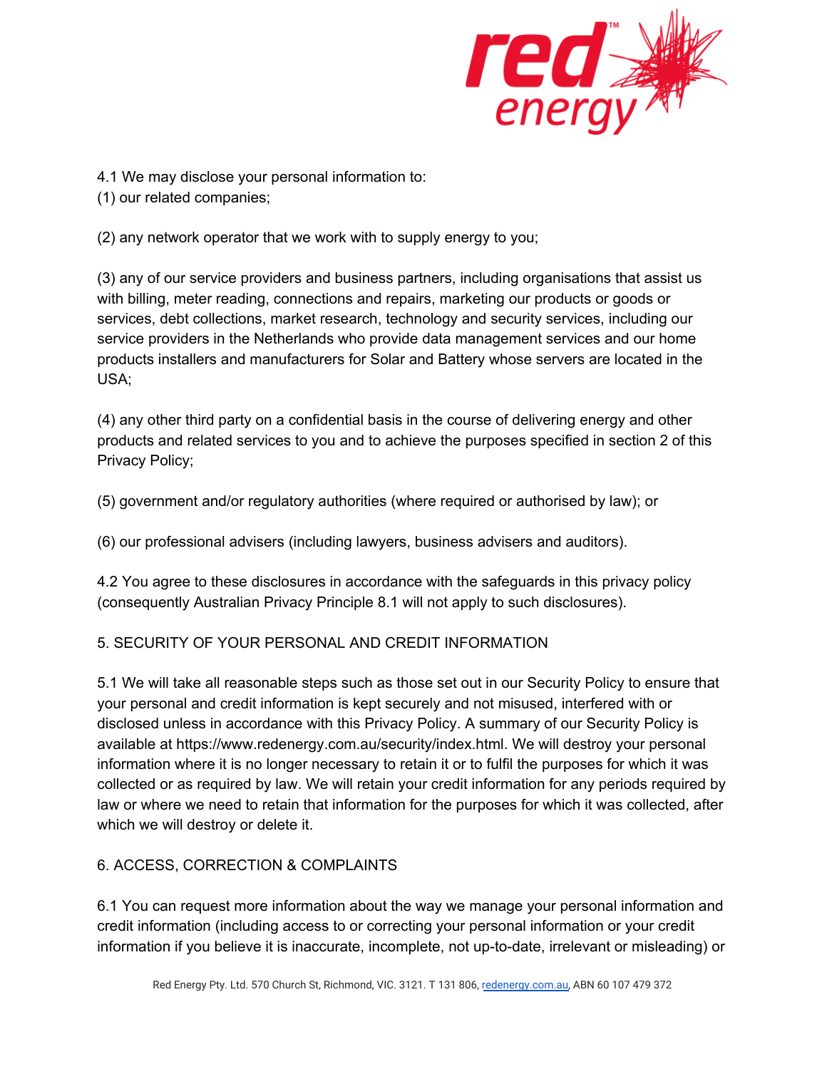4.1 We may disclose your personal information to:
(1) our related companies;

(2) any network operator that we work with to supply energy to you;

(3) any of our service providers and business partners, including organisations that assist us with billing, meter reading, connections and repairs, marketing our products or goods or services, debt collections, market research, technology and security services, including our service providers in the Netherlands who provide data management services and our home products installers and manufacturers for Solar and Battery whose servers are located in the USA;

(4) any other third party on a confidential basis in the course of delivering energy and other products and related services to you and to achieve the purposes specified in section 2 of this Privacy Policy;

(5) government and/or regulatory authorities (where required or authorised by law); or

(6) our professional advisers (including lawyers, business advisers and auditors).

4.2 You agree to these disclosures in accordance with the safeguards in this privacy policy (consequently Australian Privacy Principle 8.1 will not apply to such disclosures).

## 5. SECURITY OF YOUR PERSONAL AND CREDIT INFORMATION

5.1 We will take all reasonable steps such as those set out in our Security Policy to ensure that your personal and credit information is kept securely and not misused, interfered with or disclosed unless in accordance with this Privacy Policy. A summary of our Security Policy is available at https://www.redenergy.com.au/security/index.html. We will destroy your personal information where it is no longer necessary to retain it or to fulfil the purposes for which it was collected or as required by law. We will retain your credit information for any periods required by law or where we need to retain that information for the purposes for which it was collected, after which we will destroy or delete it.

## 6. ACCESS, CORRECTION & COMPLAINTS

6.1 You can request more information about the way we manage your personal information and credit information (including access to or correcting your personal information or your credit information if you believe it is inaccurate, incomplete, not up-to-date, irrelevant or misleading) or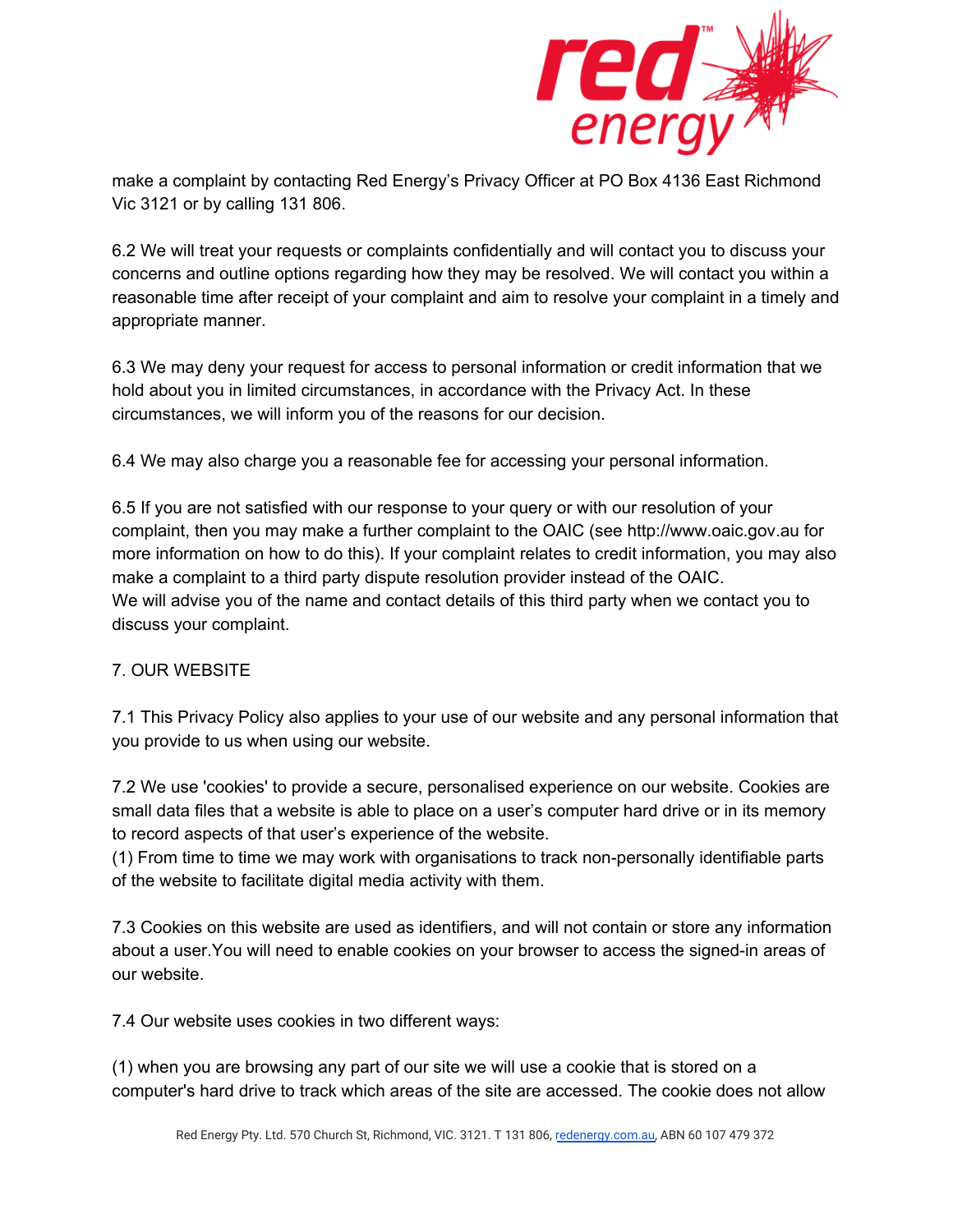make a complaint by contacting Red Energy's Privacy Officer at PO Box 4136 East Richmond Vic 3121 or by calling 131 806.

6.2 We will treat your requests or complaints confidentially and will contact you to discuss your concerns and outline options regarding how they may be resolved. We will contact you within a reasonable time after receipt of your complaint and aim to resolve your complaint in a timely and appropriate manner.

6.3 We may deny your request for access to personal information or credit information that we hold about you in limited circumstances, in accordance with the Privacy Act. In these circumstances, we will inform you of the reasons for our decision.

6.4 We may also charge you a reasonable fee for accessing your personal information.

6.5 If you are not satisfied with our response to your query or with our resolution of your complaint, then you may make a further complaint to the OAIC (see http://www.oaic.gov.au for more information on how to do this). If your complaint relates to credit information, you may also make a complaint to a third party dispute resolution provider instead of the OAIC.
We will advise you of the name and contact details of this third party when we contact you to discuss your complaint.

7. OUR WEBSITE

7.1 This Privacy Policy also applies to your use of our website and any personal information that you provide to us when using our website.

7.2 We use 'cookies' to provide a secure, personalised experience on our website. Cookies are small data files that a website is able to place on a user's computer hard drive or in its memory to record aspects of that user's experience of the website.
(1) From time to time we may work with organisations to track non-personally identifiable parts of the website to facilitate digital media activity with them.

7.3 Cookies on this website are used as identifiers, and will not contain or store any information about a user.You will need to enable cookies on your browser to access the signed-in areas of our website.

7.4 Our website uses cookies in two different ways:

(1) when you are browsing any part of our site we will use a cookie that is stored on a computer's hard drive to track which areas of the site are accessed. The cookie does not allow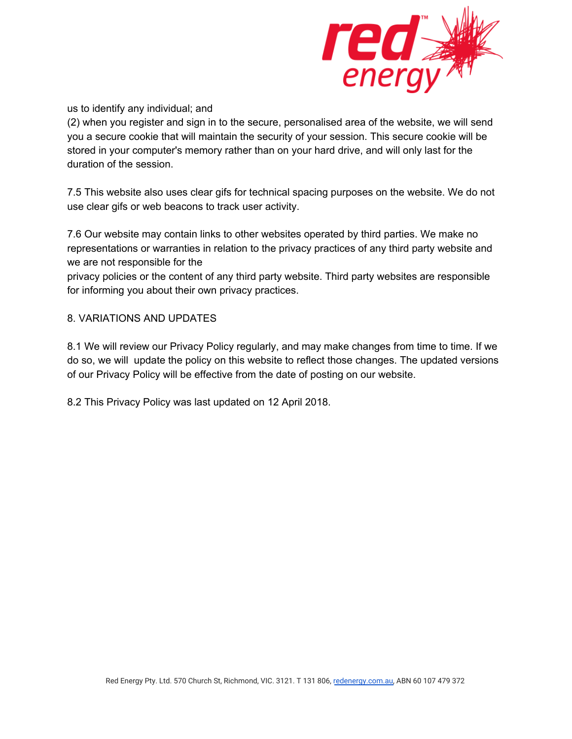us to identify any individual; and

(2) when you register and sign in to the secure, personalised area of the website, we will send you a secure cookie that will maintain the security of your session. This secure cookie will be stored in your computer's memory rather than on your hard drive, and will only last for the duration of the session.

7.5 This website also uses clear gifs for technical spacing purposes on the website. We do not use clear gifs or web beacons to track user activity.

7.6 Our website may contain links to other websites operated by third parties. We make no representations or warranties in relation to the privacy practices of any third party website and we are not responsible for the privacy policies or the content of any third party website. Third party websites are responsible for informing you about their own privacy practices.

## 8. VARIATIONS AND UPDATES

8.1 We will review our Privacy Policy regularly, and may make changes from time to time. If we do so, we will update the policy on this website to reflect those changes. The updated versions of our Privacy Policy will be effective from the date of posting on our website.

8.2 This Privacy Policy was last updated on 12 April 2018.